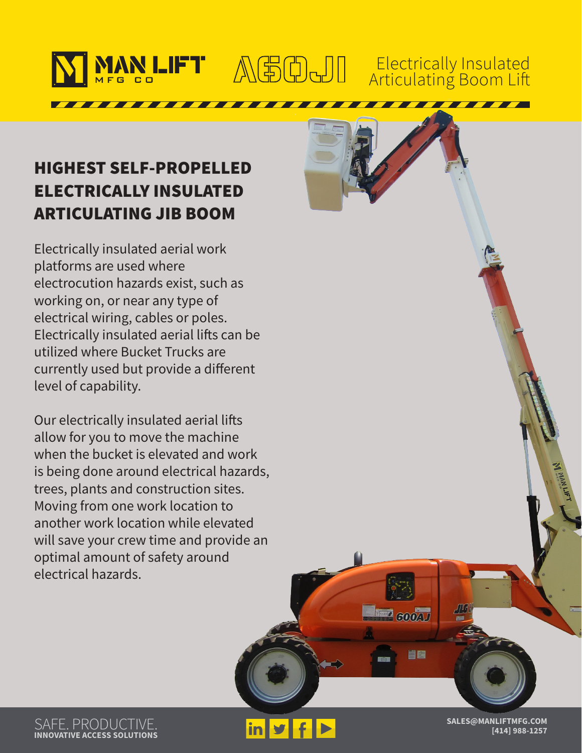MAN LIFT MFG CO

# A60JI

Electrically Insulated Articulating Boom Lift

## HIGHEST SELF-PROPELLED ELECTRICALLY INSULATED ARTICULATING JIB BOOM

Electrically insulated aerial work platforms are used where electrocution hazards exist, such as working on, or near any type of electrical wiring, cables or poles. Electrically insulated aerial lifts can be utilized where Bucket Trucks are currently used but provide a different level of capability.

Our electrically insulated aerial lifts allow for you to move the machine when the bucket is elevated and work is being done around electrical hazards, trees, plants and construction sites. Moving from one work location to another work location while elevated will save your crew time and provide an optimal amount of safety around electrical hazards.

SAFE. PRODUCTIVE.
**INNOVATIVE ACCESS SOLUTIONS**

**SALES@MANLIFTMFG.COM**
**[414] 988-1257**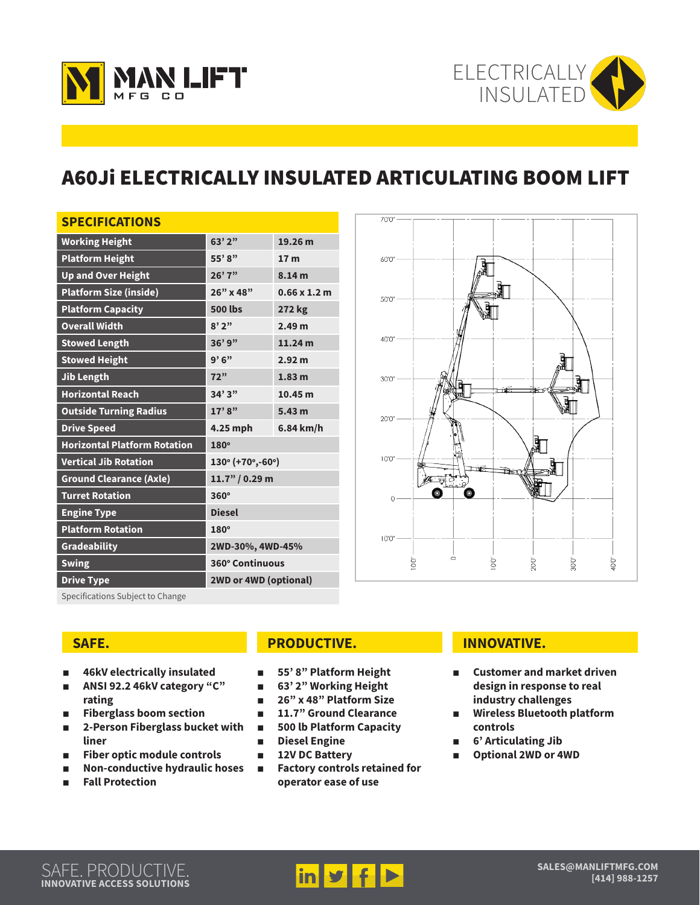MAN LIFT MFG CO

ELECTRICALLY INSULATED

# A60Ji ELECTRICALLY INSULATED ARTICULATING BOOM LIFT

## SPECIFICATIONS

| | | |
|---|---|---|
| Working Height | 63’ 2” | 19.26 m |
| Platform Height | 55’ 8” | 17 m |
| Up and Over Height | 26’ 7” | 8.14 m |
| Platform Size (inside) | 26” x 48” | 0.66 x 1.2 m |
| Platform Capacity | 500 lbs | 272 kg |
| Overall Width | 8’ 2” | 2.49 m |
| Stowed Length | 36’ 9” | 11.24 m |
| Stowed Height | 9’ 6” | 2.92 m |
| Jib Length | 72” | 1.83 m |
| Horizontal Reach | 34’ 3” | 10.45 m |
| Outside Turning Radius | 17’ 8” | 5.43 m |
| Drive Speed | 4.25 mph | 6.84 km/h |
| Horizontal Platform Rotation | 180° | |
| Vertical Jib Rotation | 130° (+70°,-60°) | |
| Ground Clearance (Axle) | 11.7” / 0.29 m | |
| Turret Rotation | 360° | |
| Engine Type | Diesel | |
| Platform Rotation | 180° | |
| Gradeability | 2WD-30%, 4WD-45% | |
| Swing | 360° Continuous | |
| Drive Type | 2WD or 4WD (optional) | |

Specifications Subject to Change

70'0"
60'0"
50'0"
40'0"
30'0"
20'0"
10'0"
0
10'0"
10'0" 0 10'0" 20'0" 30'0" 40'0"

## SAFE.

- 46kV electrically insulated
- ANSI 92.2 46kV category “C” rating
- Fiberglass boom section
- 2-Person Fiberglass bucket with liner
- Fiber optic module controls
- Non-conductive hydraulic hoses
- Fall Protection

## PRODUCTIVE.

- 55’ 8” Platform Height
- 63’ 2” Working Height
- 26” x 48” Platform Size
- 11.7” Ground Clearance
- 500 lb Platform Capacity
- Diesel Engine
- 12V DC Battery
- Factory controls retained for operator ease of use

## INNOVATIVE.

- Customer and market driven design in response to real industry challenges
- Wireless Bluetooth platform controls
- 6’ Articulating Jib
- Optional 2WD or 4WD

SAFE. PRODUCTIVE.
INNOVATIVE ACCESS SOLUTIONS

SALES@MANLIFTMFG.COM
[414] 988-1257